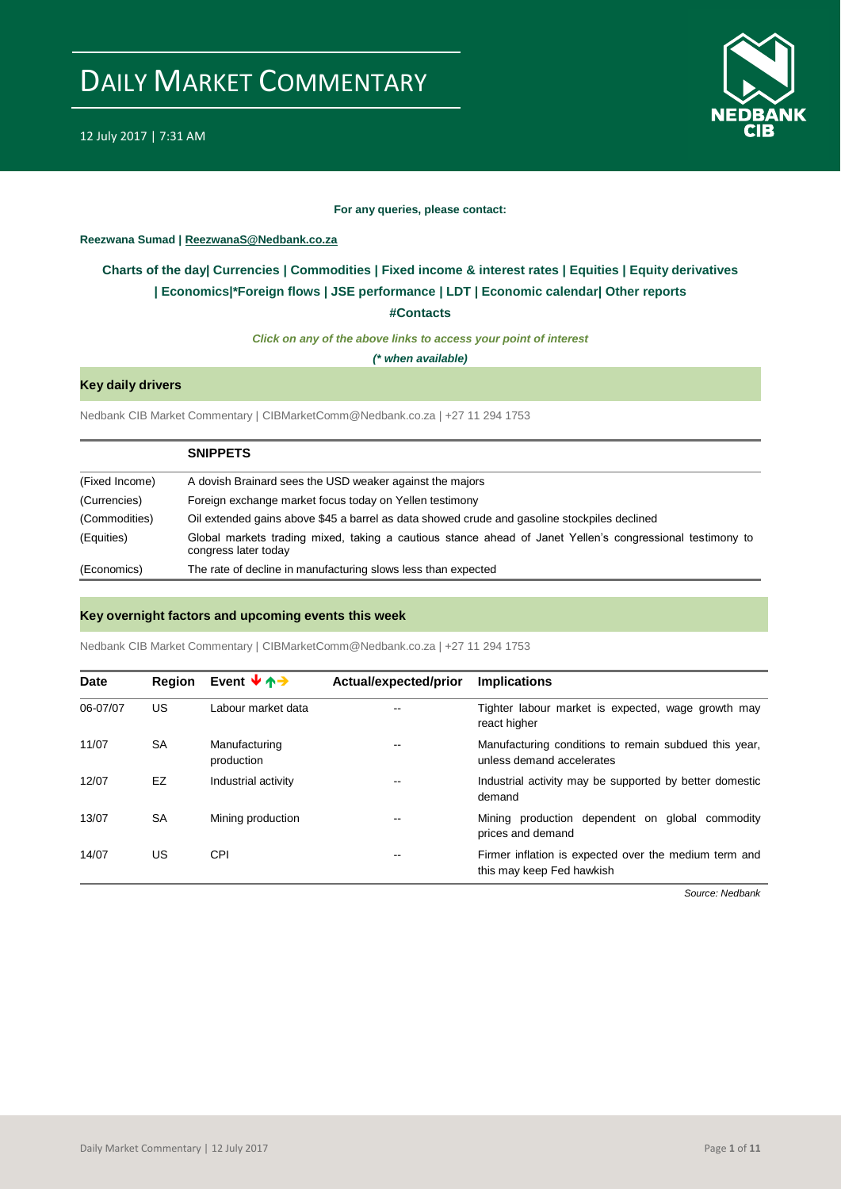# DAILY MARKET COMMENTARY

12 July 2017 | 7:31 AM

**For any queries, please contact:**

**Reezwana Sumad | ReezwanaS@Nedbank.co.za**

**Charts of the day| Currencies | Commodities | Fixed income & interest rates | Equities | Equity derivatives | Economics|*Foreign flows | JSE performance | LDT | Economic calendar| Other reports**

**#Contacts**

***Click on any of the above links to access your point of interest***

***(* when available)***

## Key daily drivers

Nedbank CIB Market Commentary | CIBMarketComm@Nedbank.co.za | +27 11 294 1753

| | SNIPPETS |
|---|---|
| (Fixed Income) | A dovish Brainard sees the USD weaker against the majors |
| (Currencies) | Foreign exchange market focus today on Yellen testimony |
| (Commodities) | Oil extended gains above $45 a barrel as data showed crude and gasoline stockpiles declined |
| (Equities) | Global markets trading mixed, taking a cautious stance ahead of Janet Yellen's congressional testimony to congress later today |
| (Economics) | The rate of decline in manufacturing slows less than expected |

## Key overnight factors and upcoming events this week

Nedbank CIB Market Commentary | CIBMarketComm@Nedbank.co.za | +27 11 294 1753

| Date | Region | Event | Actual/expected/prior | Implications |
|---|---|---|---|---|
| 06-07/07 | US | Labour market data | -- | Tighter labour market is expected, wage growth may react higher |
| 11/07 | SA | Manufacturing production | -- | Manufacturing conditions to remain subdued this year, unless demand accelerates |
| 12/07 | EZ | Industrial activity | -- | Industrial activity may be supported by better domestic demand |
| 13/07 | SA | Mining production | -- | Mining production dependent on global commodity prices and demand |
| 14/07 | US | CPI | -- | Firmer inflation is expected over the medium term and this may keep Fed hawkish |

*Source: Nedbank*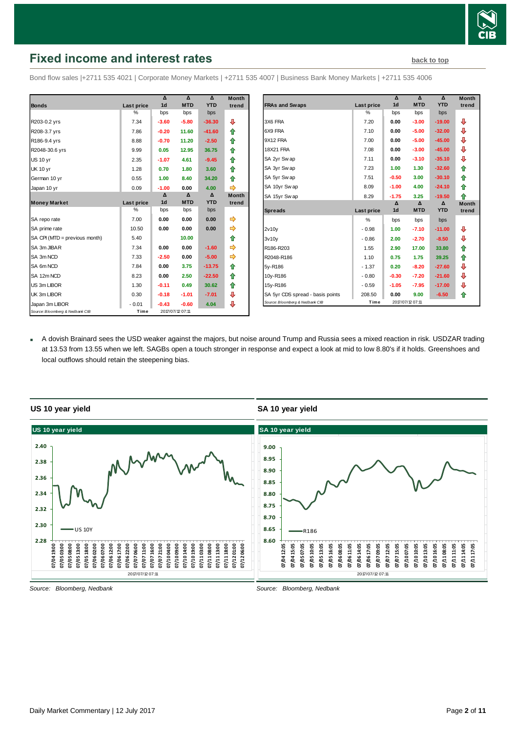## Fixed income and interest rates

back to top

Bond flow sales |+2711 535 4021 | Corporate Money Markets | +2711 535 4007 | Business Bank Money Markets | +2711 535 4006

| Bonds | Last price | Δ 1d | Δ MTD | Δ YTD | Month trend |
|---|---|---|---|---|---|
| | % | bps | bps | bps | |
| R203-0.2 yrs | 7.34 | -3.60 | -5.80 | -36.30 | ⇩ |
| R208-3.7 yrs | 7.86 | -0.20 | 11.60 | -41.60 | ⇧ |
| R186-9.4 yrs | 8.88 | -0.70 | 11.20 | -2.50 | ⇧ |
| R2048-30.6 yrs | 9.99 | 0.05 | 12.95 | 36.75 | ⇧ |
| US 10 yr | 2.35 | -1.07 | 4.61 | -9.45 | ⇧ |
| UK 10 yr | 1.28 | 0.70 | 1.80 | 3.60 | ⇧ |
| German 10 yr | 0.55 | 1.00 | 8.40 | 34.20 | ⇧ |
| Japan 10 yr | 0.09 | -1.00 | 0.00 | 4.00 | ⇨ |

| Money Market | Last price | Δ 1d | Δ MTD | Δ YTD | Month trend |
|---|---|---|---|---|---|
| | % | bps | bps | bps | |
| SA repo rate | 7.00 | 0.00 | 0.00 | 0.00 | ⇨ |
| SA prime rate | 10.50 | 0.00 | 0.00 | 0.00 | ⇨ |
| SA CPI (MTD = previous month) | 5.40 | | 10.00 | | ⇧ |
| SA 3m JIBAR | 7.34 | 0.00 | 0.00 | -1.60 | ⇨ |
| SA 3m NCD | 7.33 | -2.50 | 0.00 | -5.00 | ⇨ |
| SA 6m NCD | 7.84 | 0.00 | 3.75 | -13.75 | ⇧ |
| SA 12m NCD | 8.23 | 0.00 | 2.50 | -22.50 | ⇧ |
| US 3m LIBOR | 1.30 | -0.11 | 0.49 | 30.62 | ⇧ |
| UK 3m LIBOR | 0.30 | -0.18 | -1.01 | -7.01 | ⇩ |
| Japan 3m LIBOR | -0.01 | -0.43 | -0.60 | 4.04 | ⇩ |

Source: Bloomberg & Nedbank CIB | Time: 2017/07/12 07:11

| FRAs and Swaps | Last price | Δ 1d | Δ MTD | Δ YTD | Month trend |
|---|---|---|---|---|---|
| | % | bps | bps | bps | |
| 3X6 FRA | 7.20 | 0.00 | -3.00 | -19.00 | ⇩ |
| 6X9 FRA | 7.10 | 0.00 | -5.00 | -32.00 | ⇩ |
| 9X12 FRA | 7.00 | 0.00 | -5.00 | -45.00 | ⇩ |
| 18X21 FRA | 7.08 | 0.00 | -3.00 | -45.00 | ⇩ |
| SA 2yr Swap | 7.11 | 0.00 | -3.10 | -35.10 | ⇩ |
| SA 3yr Swap | 7.23 | 1.00 | 1.30 | -32.60 | ⇧ |
| SA 5yr Swap | 7.51 | -0.50 | 3.00 | -30.10 | ⇧ |
| SA 10yr Swap | 8.09 | -1.00 | 4.00 | -24.10 | ⇧ |
| SA 15yr Swap | 8.29 | -1.75 | 3.25 | -19.50 | ⇧ |

| Spreads | Last price | Δ 1d | Δ MTD | Δ YTD | Month trend |
|---|---|---|---|---|---|
| | % | bps | bps | bps | |
| 2v10y | -0.98 | 1.00 | -7.10 | -11.00 | ⇩ |
| 3v10y | -0.86 | 2.00 | -2.70 | -8.50 | ⇩ |
| R186-R203 | 1.55 | 2.90 | 17.00 | 33.80 | ⇧ |
| R2048-R186 | 1.10 | 0.75 | 1.75 | 39.25 | ⇧ |
| 5y-R186 | -1.37 | 0.20 | -8.20 | -27.60 | ⇩ |
| 10y-R186 | -0.80 | -0.30 | -7.20 | -21.60 | ⇩ |
| 15y-R186 | -0.59 | -1.05 | -7.95 | -17.00 | ⇩ |
| SA 5yr CDS spread - basis points | 208.50 | 0.00 | 9.00 | -6.50 | ⇧ |

Source: Bloomberg & Nedbank CIB | Time: 2017/07/12 07:11

- A dovish Brainard sees the USD weaker against the majors, but noise around Trump and Russia sees a mixed reaction in risk. USDZAR trading at 13.53 from 13.55 when we left. SAGBs open a touch stronger in response and expect a look at mid to low 8.80's if it holds. Greenshoes and local outflows should retain the steepening bias.

### US 10 year yield

*Source: Bloomberg, Nedbank*

### SA 10 year yield

*Source: Bloomberg, Nedbank*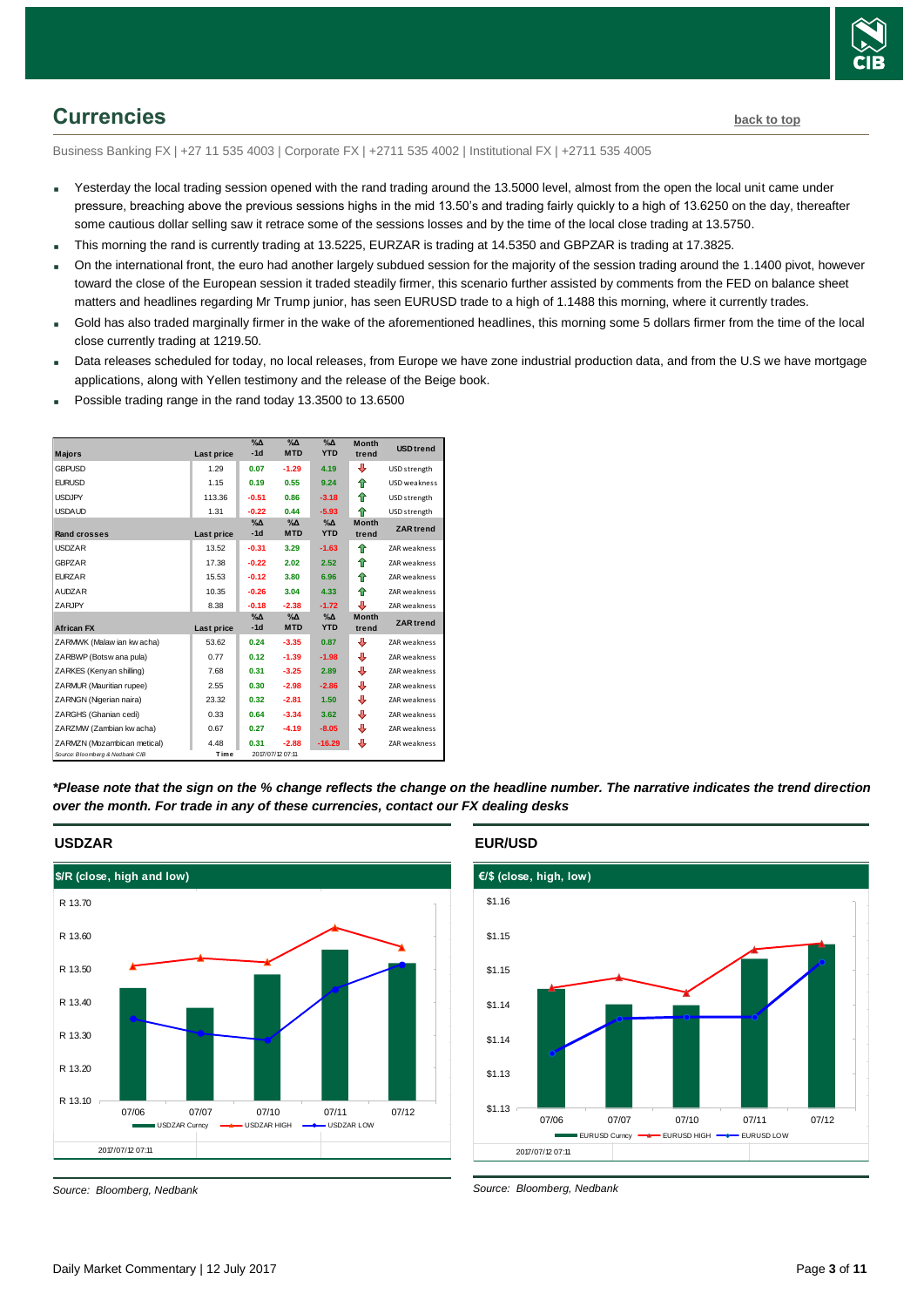## Currencies

back to top

Business Banking FX | +27 11 535 4003 | Corporate FX | +2711 535 4002 | Institutional FX | +2711 535 4005

- Yesterday the local trading session opened with the rand trading around the 13.5000 level, almost from the open the local unit came under pressure, breaching above the previous sessions highs in the mid 13.50's and trading fairly quickly to a high of 13.6250 on the day, thereafter some cautious dollar selling saw it retrace some of the sessions losses and by the time of the local close trading at 13.5750.
- This morning the rand is currently trading at 13.5225, EURZAR is trading at 14.5350 and GBPZAR is trading at 17.3825.
- On the international front, the euro had another largely subdued session for the majority of the session trading around the 1.1400 pivot, however toward the close of the European session it traded steadily firmer, this scenario further assisted by comments from the FED on balance sheet matters and headlines regarding Mr Trump junior, has seen EURUSD trade to a high of 1.1488 this morning, where it currently trades.
- Gold has also traded marginally firmer in the wake of the aforementioned headlines, this morning some 5 dollars firmer from the time of the local close currently trading at 1219.50.
- Data releases scheduled for today, no local releases, from Europe we have zone industrial production data, and from the U.S we have mortgage applications, along with Yellen testimony and the release of the Beige book.
- Possible trading range in the rand today 13.3500 to 13.6500

| Majors | Last price | %Δ -1d | %Δ MTD | %Δ YTD | Month trend | USD trend |
|---|---|---|---|---|---|---|
| GBPUSD | 1.29 | 0.07 | -1.29 | 4.19 | ⇩ | USD strength |
| EURUSD | 1.15 | 0.19 | 0.55 | 9.24 | ⇧ | USD weakness |
| USDJPY | 113.36 | -0.51 | 0.86 | -3.18 | ⇧ | USD strength |
| USDAUD | 1.31 | -0.22 | 0.44 | -5.93 | ⇧ | USD strength |
| **Rand crosses** | **Last price** | **%Δ -1d** | **%Δ MTD** | **%Δ YTD** | **Month trend** | **ZAR trend** |
| USDZAR | 13.52 | -0.31 | 3.29 | -1.63 | ⇧ | ZAR weakness |
| GBPZAR | 17.38 | -0.22 | 2.02 | 2.52 | ⇧ | ZAR weakness |
| EURZAR | 15.53 | -0.12 | 3.80 | 6.96 | ⇧ | ZAR weakness |
| AUDZAR | 10.35 | -0.26 | 3.04 | 4.33 | ⇧ | ZAR weakness |
| ZARJPY | 8.38 | -0.18 | -2.38 | -1.72 | ⇩ | ZAR weakness |
| **African FX** | **Last price** | **%Δ -1d** | **%Δ MTD** | **%Δ YTD** | **Month trend** | **ZAR trend** |
| ZARMWK (Malawian kwacha) | 53.62 | 0.24 | -3.35 | 0.87 | ⇩ | ZAR weakness |
| ZARBWP (Botswana pula) | 0.77 | 0.12 | -1.39 | -1.98 | ⇩ | ZAR weakness |
| ZARKES (Kenyan shilling) | 7.68 | 0.31 | -3.25 | 2.89 | ⇩ | ZAR weakness |
| ZARMUR (Mauritian rupee) | 2.55 | 0.30 | -2.98 | -2.86 | ⇩ | ZAR weakness |
| ZARNGN (Nigerian naira) | 23.32 | 0.32 | -2.81 | 1.50 | ⇩ | ZAR weakness |
| ZARGHS (Ghanian cedi) | 0.33 | 0.64 | -3.34 | 3.62 | ⇩ | ZAR weakness |
| ZARZMW (Zambian kwacha) | 0.67 | 0.27 | -4.19 | -8.05 | ⇩ | ZAR weakness |
| ZARMZN (Mozambican metical) | 4.48 | 0.31 | -2.88 | -16.29 | ⇩ | ZAR weakness |

Source: Bloomberg & Nedbank CIB | Time 2017/07/12 07:11

***Please note that the sign on the % change reflects the change on the headline number. The narrative indicates the trend direction over the month. For trade in any of these currencies, contact our FX dealing desks***

### USDZAR

Source: Bloomberg, Nedbank

### EUR/USD

Source: Bloomberg, Nedbank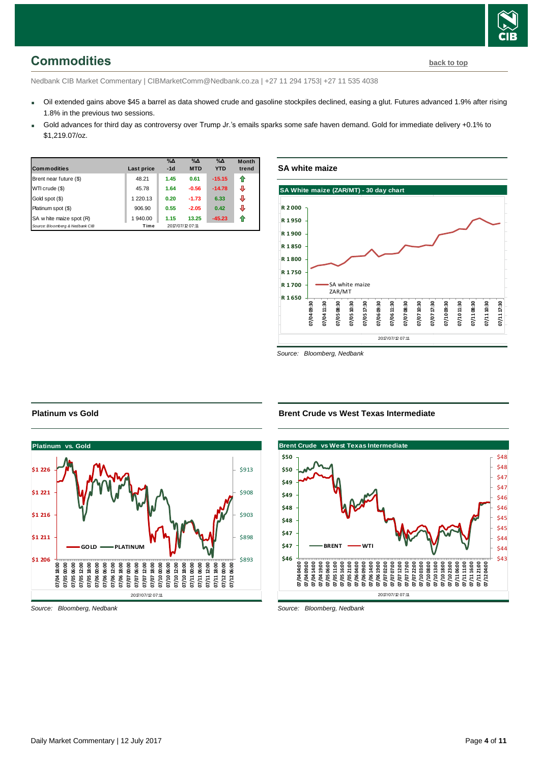## Commodities

back to top

Nedbank CIB Market Commentary | CIBMarketComm@Nedbank.co.za | +27 11 294 1753| +27 11 535 4038

- Oil extended gains above $45 a barrel as data showed crude and gasoline stockpiles declined, easing a glut. Futures advanced 1.9% after rising 1.8% in the previous two sessions.
- Gold advances for third day as controversy over Trump Jr.'s emails sparks some safe haven demand. Gold for immediate delivery +0.1% to $1,219.07/oz.

| Commodities | Last price | %Δ -1d | %Δ MTD | %Δ YTD | Month trend |
|---|---|---|---|---|---|
| Brent near future ($) | 48.21 | 1.45 | 0.61 | -15.15 | ⇑ |
| WTI crude ($) | 45.78 | 1.64 | -0.56 | -14.78 | ⇓ |
| Gold spot ($) | 1 220.13 | 0.20 | -1.73 | 6.33 | ⇓ |
| Platinum spot ($) | 906.90 | 0.55 | -2.05 | 0.42 | ⇓ |
| SA white maize spot (R) | 1 940.00 | 1.15 | 13.25 | -45.23 | ⇑ |
| Source: Bloomberg & Nedbank CIB | Time | 2017/07/12 07:11 | | | |

### SA white maize

Source: Bloomberg, Nedbank

### Platinum vs Gold

Source: Bloomberg, Nedbank

### Brent Crude vs West Texas Intermediate

Source: Bloomberg, Nedbank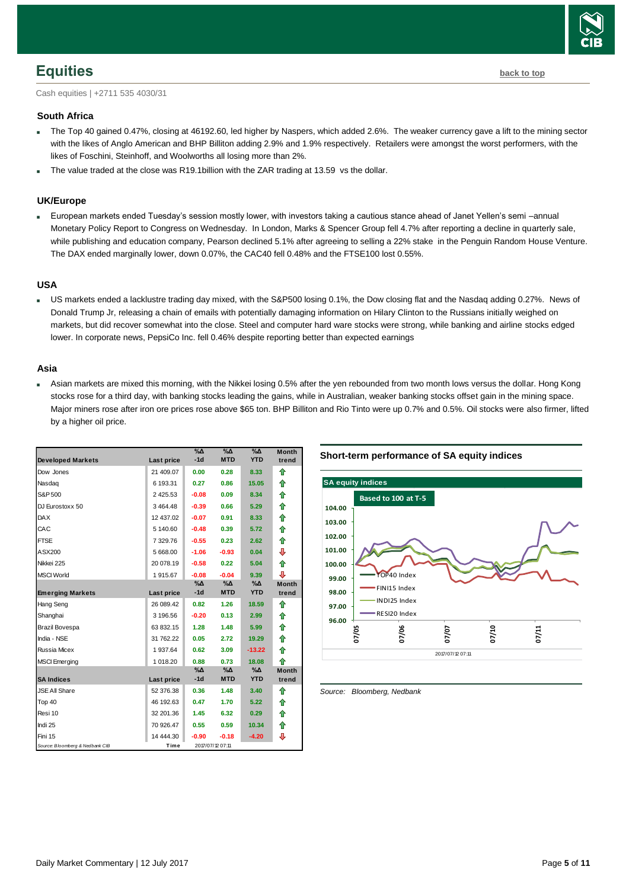# Equities

back to top

Cash equities | +2711 535 4030/31

### South Africa

- The Top 40 gained 0.47%, closing at 46192.60, led higher by Naspers, which added 2.6%. The weaker currency gave a lift to the mining sector with the likes of Anglo American and BHP Billiton adding 2.9% and 1.9% respectively. Retailers were amongst the worst performers, with the likes of Foschini, Steinhoff, and Woolworths all losing more than 2%.
- The value traded at the close was R19.1billion with the ZAR trading at 13.59 vs the dollar.

### UK/Europe

- European markets ended Tuesday's session mostly lower, with investors taking a cautious stance ahead of Janet Yellen's semi –annual Monetary Policy Report to Congress on Wednesday. In London, Marks & Spencer Group fell 4.7% after reporting a decline in quarterly sale, while publishing and education company, Pearson declined 5.1% after agreeing to selling a 22% stake in the Penguin Random House Venture. The DAX ended marginally lower, down 0.07%, the CAC40 fell 0.48% and the FTSE100 lost 0.55%.

### USA

- US markets ended a lacklustre trading day mixed, with the S&P500 losing 0.1%, the Dow closing flat and the Nasdaq adding 0.27%. News of Donald Trump Jr, releasing a chain of emails with potentially damaging information on Hilary Clinton to the Russians initially weighed on markets, but did recover somewhat into the close. Steel and computer hard ware stocks were strong, while banking and airline stocks edged lower. In corporate news, PepsiCo Inc. fell 0.46% despite reporting better than expected earnings

### Asia

- Asian markets are mixed this morning, with the Nikkei losing 0.5% after the yen rebounded from two month lows versus the dollar. Hong Kong stocks rose for a third day, with banking stocks leading the gains, while in Australian, weaker banking stocks offset gain in the mining space. Major miners rose after iron ore prices rose above $65 ton. BHP Billiton and Rio Tinto were up 0.7% and 0.5%. Oil stocks were also firmer, lifted by a higher oil price.

| Developed Markets | Last price | %Δ -1d | %Δ MTD | %Δ YTD | Month trend |
|---|---|---|---|---|---|
| Dow Jones | 21 409.07 | 0.00 | 0.28 | 8.33 | ⇧ |
| Nasdaq | 6 193.31 | 0.27 | 0.86 | 15.05 | ⇧ |
| S&P 500 | 2 425.53 | -0.08 | 0.09 | 8.34 | ⇧ |
| DJ Eurostoxx 50 | 3 464.48 | -0.39 | 0.66 | 5.29 | ⇧ |
| DAX | 12 437.02 | -0.07 | 0.91 | 8.33 | ⇧ |
| CAC | 5 140.60 | -0.48 | 0.39 | 5.72 | ⇧ |
| FTSE | 7 329.76 | -0.55 | 0.23 | 2.62 | ⇧ |
| ASX200 | 5 668.00 | -1.06 | -0.93 | 0.04 | ⇩ |
| Nikkei 225 | 20 078.19 | -0.58 | 0.22 | 5.04 | ⇧ |
| MSCI World | 1 915.67 | -0.08 | -0.04 | 9.39 | ⇩ |
| **Emerging Markets** | **Last price** | **%Δ -1d** | **%Δ MTD** | **%Δ YTD** | **Month trend** |
| Hang Seng | 26 089.42 | 0.82 | 1.26 | 18.59 | ⇧ |
| Shanghai | 3 196.56 | -0.20 | 0.13 | 2.99 | ⇧ |
| Brazil Bovespa | 63 832.15 | 1.28 | 1.48 | 5.99 | ⇧ |
| India - NSE | 31 762.22 | 0.05 | 2.72 | 19.29 | ⇧ |
| Russia Micex | 1 937.64 | 0.62 | 3.09 | -13.22 | ⇧ |
| MSCI Emerging | 1 018.20 | 0.88 | 0.73 | 18.08 | ⇧ |
| **SA Indices** | **Last price** | **%Δ -1d** | **%Δ MTD** | **%Δ YTD** | **Month trend** |
| JSE All Share | 52 376.38 | 0.36 | 1.48 | 3.40 | ⇧ |
| Top 40 | 46 192.63 | 0.47 | 1.70 | 5.22 | ⇧ |
| Resi 10 | 32 201.36 | 1.45 | 6.32 | 0.29 | ⇧ |
| Indi 25 | 70 926.47 | 0.55 | 0.59 | 10.34 | ⇧ |
| Fini 15 | 14 444.30 | -0.90 | -0.18 | -4.20 | ⇩ |

Source: Bloomberg & Nedbank CIB | Time 2017/07/12 07:11

**Short-term performance of SA equity indices**

Source: Bloomberg, Nedbank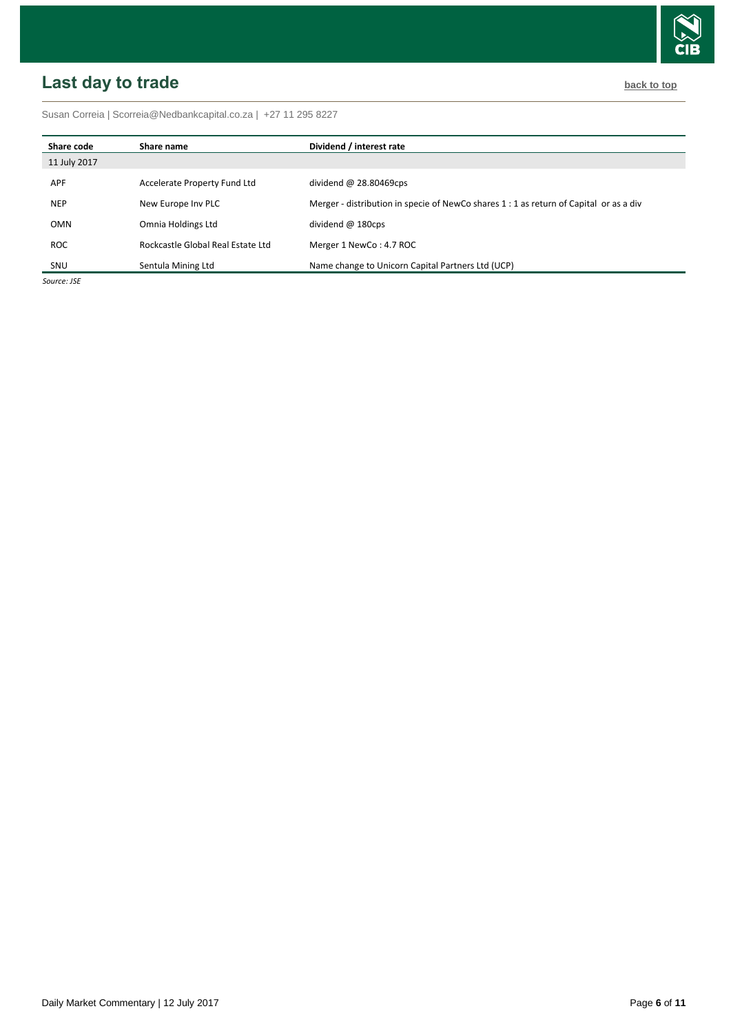## Last day to trade

back to top

Susan Correia | Scorreia@Nedbankcapital.co.za | +27 11 295 8227

| Share code | Share name | Dividend / interest rate |
|---|---|---|
| 11 July 2017 | | |
| APF | Accelerate Property Fund Ltd | dividend @ 28.80469cps |
| NEP | New Europe Inv PLC | Merger - distribution in specie of NewCo shares 1 : 1 as return of Capital or as a div |
| OMN | Omnia Holdings Ltd | dividend @ 180cps |
| ROC | Rockcastle Global Real Estate Ltd | Merger 1 NewCo : 4.7 ROC |
| SNU | Sentula Mining Ltd | Name change to Unicorn Capital Partners Ltd (UCP) |

*Source: JSE*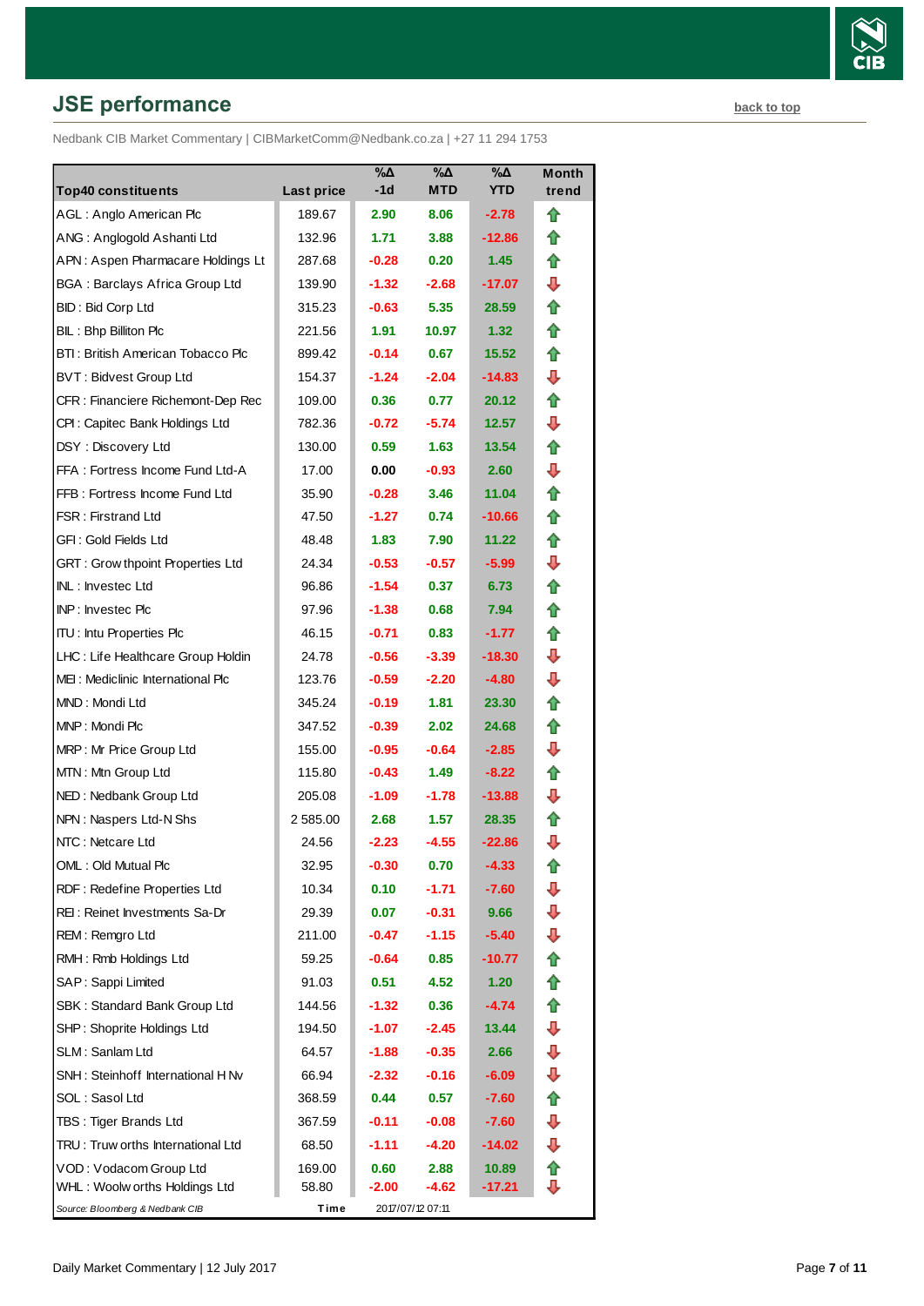## JSE performance

back to top

Nedbank CIB Market Commentary | CIBMarketComm@Nedbank.co.za | +27 11 294 1753

| Top40 constituents | Last price | %Δ -1d | %Δ MTD | %Δ YTD | Month trend |
|---|---|---|---|---|---|
| AGL : Anglo American Plc | 189.67 | 2.90 | 8.06 | -2.78 | ⇧ |
| ANG : Anglogold Ashanti Ltd | 132.96 | 1.71 | 3.88 | -12.86 | ⇧ |
| APN : Aspen Pharmacare Holdings Lt | 287.68 | -0.28 | 0.20 | 1.45 | ⇧ |
| BGA : Barclays Africa Group Ltd | 139.90 | -1.32 | -2.68 | -17.07 | ⇩ |
| BID : Bid Corp Ltd | 315.23 | -0.63 | 5.35 | 28.59 | ⇧ |
| BIL : Bhp Billiton Plc | 221.56 | 1.91 | 10.97 | 1.32 | ⇧ |
| BTI : British American Tobacco Plc | 899.42 | -0.14 | 0.67 | 15.52 | ⇧ |
| BVT : Bidvest Group Ltd | 154.37 | -1.24 | -2.04 | -14.83 | ⇩ |
| CFR : Financiere Richemont-Dep Rec | 109.00 | 0.36 | 0.77 | 20.12 | ⇧ |
| CPI : Capitec Bank Holdings Ltd | 782.36 | -0.72 | -5.74 | 12.57 | ⇩ |
| DSY : Discovery Ltd | 130.00 | 0.59 | 1.63 | 13.54 | ⇧ |
| FFA : Fortress Income Fund Ltd-A | 17.00 | 0.00 | -0.93 | 2.60 | ⇩ |
| FFB : Fortress Income Fund Ltd | 35.90 | -0.28 | 3.46 | 11.04 | ⇧ |
| FSR : Firstrand Ltd | 47.50 | -1.27 | 0.74 | -10.66 | ⇧ |
| GFI : Gold Fields Ltd | 48.48 | 1.83 | 7.90 | 11.22 | ⇧ |
| GRT : Growthpoint Properties Ltd | 24.34 | -0.53 | -0.57 | -5.99 | ⇩ |
| INL : Investec Ltd | 96.86 | -1.54 | 0.37 | 6.73 | ⇧ |
| INP : Investec Plc | 97.96 | -1.38 | 0.68 | 7.94 | ⇧ |
| ITU : Intu Properties Plc | 46.15 | -0.71 | 0.83 | -1.77 | ⇧ |
| LHC : Life Healthcare Group Holdin | 24.78 | -0.56 | -3.39 | -18.30 | ⇩ |
| MEI : Mediclinic International Plc | 123.76 | -0.59 | -2.20 | -4.80 | ⇩ |
| MND : Mondi Ltd | 345.24 | -0.19 | 1.81 | 23.30 | ⇧ |
| MNP : Mondi Plc | 347.52 | -0.39 | 2.02 | 24.68 | ⇧ |
| MRP : Mr Price Group Ltd | 155.00 | -0.95 | -0.64 | -2.85 | ⇩ |
| MTN : Mtn Group Ltd | 115.80 | -0.43 | 1.49 | -8.22 | ⇧ |
| NED : Nedbank Group Ltd | 205.08 | -1.09 | -1.78 | -13.88 | ⇩ |
| NPN : Naspers Ltd-N Shs | 2 585.00 | 2.68 | 1.57 | 28.35 | ⇧ |
| NTC : Netcare Ltd | 24.56 | -2.23 | -4.55 | -22.86 | ⇩ |
| OML : Old Mutual Plc | 32.95 | -0.30 | 0.70 | -4.33 | ⇧ |
| RDF : Redefine Properties Ltd | 10.34 | 0.10 | -1.71 | -7.60 | ⇩ |
| REI : Reinet Investments Sa-Dr | 29.39 | 0.07 | -0.31 | 9.66 | ⇩ |
| REM : Remgro Ltd | 211.00 | -0.47 | -1.15 | -5.40 | ⇩ |
| RMH : Rmb Holdings Ltd | 59.25 | -0.64 | 0.85 | -10.77 | ⇧ |
| SAP : Sappi Limited | 91.03 | 0.51 | 4.52 | 1.20 | ⇧ |
| SBK : Standard Bank Group Ltd | 144.56 | -1.32 | 0.36 | -4.74 | ⇧ |
| SHP : Shoprite Holdings Ltd | 194.50 | -1.07 | -2.45 | 13.44 | ⇩ |
| SLM : Sanlam Ltd | 64.57 | -1.88 | -0.35 | 2.66 | ⇩ |
| SNH : Steinhoff International H Nv | 66.94 | -2.32 | -0.16 | -6.09 | ⇩ |
| SOL : Sasol Ltd | 368.59 | 0.44 | 0.57 | -7.60 | ⇧ |
| TBS : Tiger Brands Ltd | 367.59 | -0.11 | -0.08 | -7.60 | ⇩ |
| TRU : Truworths International Ltd | 68.50 | -1.11 | -4.20 | -14.02 | ⇩ |
| VOD : Vodacom Group Ltd | 169.00 | 0.60 | 2.88 | 10.89 | ⇧ |
| WHL : Woolworths Holdings Ltd | 58.80 | -2.00 | -4.62 | -17.21 | ⇩ |

*Source: Bloomberg & Nedbank CIB* | Time | 2017/07/12 07:11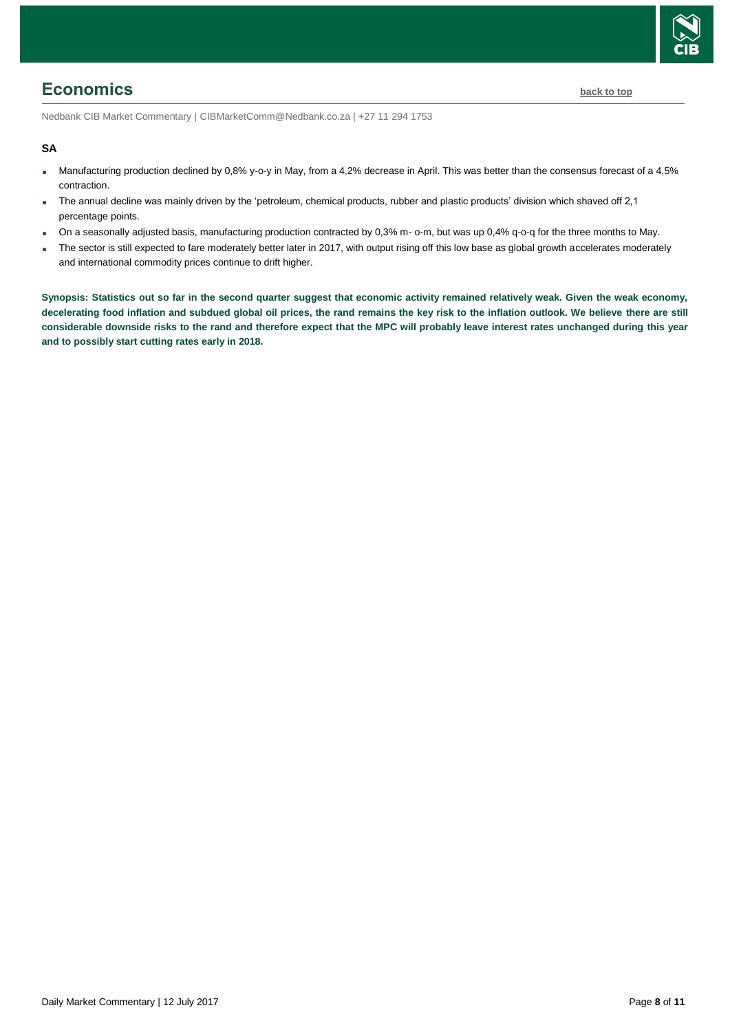## Economics

back to top

Nedbank CIB Market Commentary | CIBMarketComm@Nedbank.co.za | +27 11 294 1753

**SA**

- Manufacturing production declined by 0,8% y-o-y in May, from a 4,2% decrease in April. This was better than the consensus forecast of a 4,5% contraction.
- The annual decline was mainly driven by the 'petroleum, chemical products, rubber and plastic products' division which shaved off 2,1 percentage points.
- On a seasonally adjusted basis, manufacturing production contracted by 0,3% m- o-m, but was up 0,4% q-o-q for the three months to May.
- The sector is still expected to fare moderately better later in 2017, with output rising off this low base as global growth accelerates moderately and international commodity prices continue to drift higher.

**Synopsis: Statistics out so far in the second quarter suggest that economic activity remained relatively weak. Given the weak economy, decelerating food inflation and subdued global oil prices, the rand remains the key risk to the inflation outlook. We believe there are still considerable downside risks to the rand and therefore expect that the MPC will probably leave interest rates unchanged during this year and to possibly start cutting rates early in 2018.**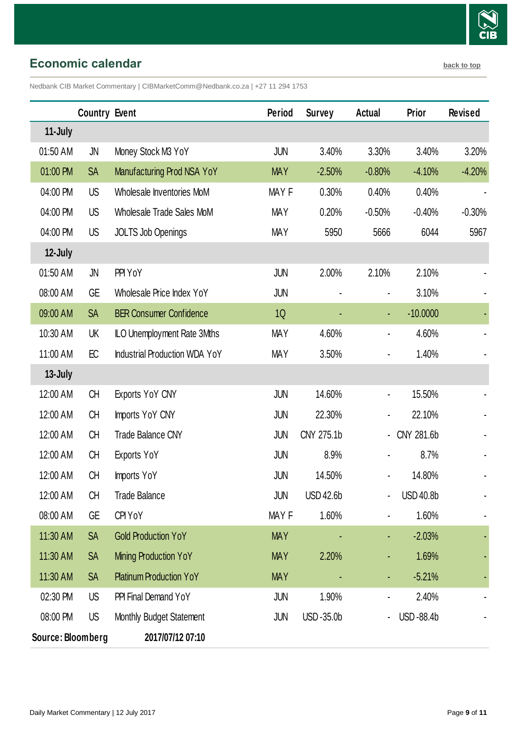## Economic calendar

back to top

Nedbank CIB Market Commentary | CIBMarketComm@Nedbank.co.za | +27 11 294 1753

| | Country | Event | Period | Survey | Actual | Prior | Revised |
|---|---|---|---|---|---|---|---|
| **11-July** | | | | | | | |
| 01:50 AM | JN | Money Stock M3 YoY | JUN | 3.40% | 3.30% | 3.40% | 3.20% |
| 01:00 PM | SA | Manufacturing Prod NSA YoY | MAY | -2.50% | -0.80% | -4.10% | -4.20% |
| 04:00 PM | US | Wholesale Inventories MoM | MAY F | 0.30% | 0.40% | 0.40% | - |
| 04:00 PM | US | Wholesale Trade Sales MoM | MAY | 0.20% | -0.50% | -0.40% | -0.30% |
| 04:00 PM | US | JOLTS Job Openings | MAY | 5950 | 5666 | 6044 | 5967 |
| **12-July** | | | | | | | |
| 01:50 AM | JN | PPI YoY | JUN | 2.00% | 2.10% | 2.10% | - |
| 08:00 AM | GE | Wholesale Price Index YoY | JUN | - | - | 3.10% | - |
| 09:00 AM | SA | BER Consumer Confidence | 1Q | - | - | -10.0000 | - |
| 10:30 AM | UK | ILO Unemployment Rate 3Mths | MAY | 4.60% | - | 4.60% | - |
| 11:00 AM | EC | Industrial Production WDA YoY | MAY | 3.50% | - | 1.40% | - |
| **13-July** | | | | | | | |
| 12:00 AM | CH | Exports YoY CNY | JUN | 14.60% | - | 15.50% | - |
| 12:00 AM | CH | Imports YoY CNY | JUN | 22.30% | - | 22.10% | - |
| 12:00 AM | CH | Trade Balance CNY | JUN | CNY 275.1b | - | CNY 281.6b | - |
| 12:00 AM | CH | Exports YoY | JUN | 8.9% | - | 8.7% | - |
| 12:00 AM | CH | Imports YoY | JUN | 14.50% | - | 14.80% | - |
| 12:00 AM | CH | Trade Balance | JUN | USD 42.6b | - | USD 40.8b | - |
| 08:00 AM | GE | CPI YoY | MAY F | 1.60% | - | 1.60% | - |
| 11:30 AM | SA | Gold Production YoY | MAY | - | - | -2.03% | - |
| 11:30 AM | SA | Mining Production YoY | MAY | 2.20% | - | 1.69% | - |
| 11:30 AM | SA | Platinum Production YoY | MAY | - | - | -5.21% | - |
| 02:30 PM | US | PPI Final Demand YoY | JUN | 1.90% | - | 2.40% | - |
| 08:00 PM | US | Monthly Budget Statement | JUN | USD -35.0b | - | USD -88.4b | - |

**Source: Bloomberg** **2017/07/12 07:10**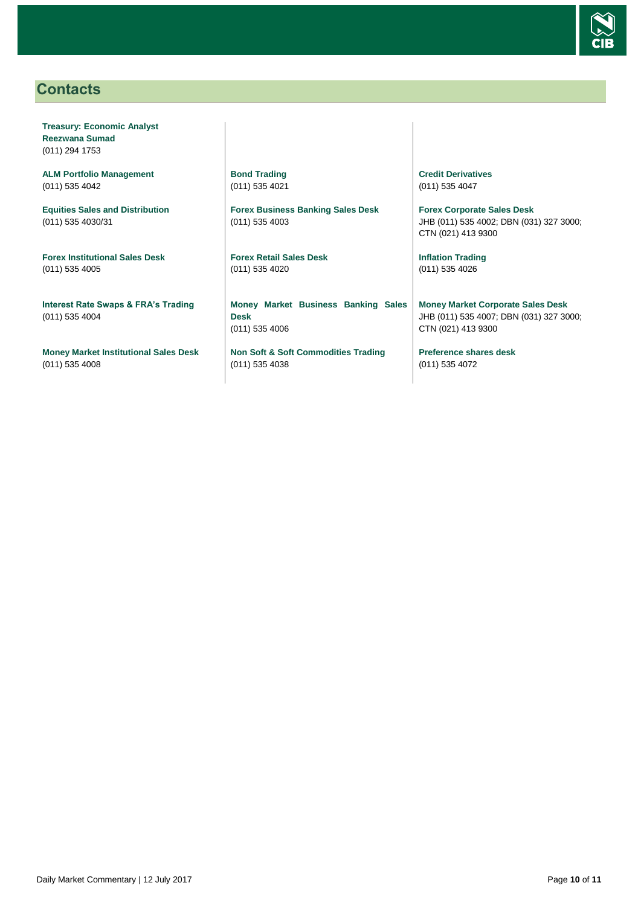## Contacts

**Treasury: Economic Analyst**
**Reezwana Sumad**
(011) 294 1753

**ALM Portfolio Management**
(011) 535 4042

**Equities Sales and Distribution**
(011) 535 4030/31

**Forex Institutional Sales Desk**
(011) 535 4005

**Interest Rate Swaps & FRA's Trading**
(011) 535 4004

**Money Market Institutional Sales Desk**
(011) 535 4008

**Bond Trading**
(011) 535 4021

**Forex Business Banking Sales Desk**
(011) 535 4003

**Forex Retail Sales Desk**
(011) 535 4020

**Money Market Business Banking Sales Desk**
(011) 535 4006

**Non Soft & Soft Commodities Trading**
(011) 535 4038

**Credit Derivatives**
(011) 535 4047

**Forex Corporate Sales Desk**
JHB (011) 535 4002; DBN (031) 327 3000; CTN (021) 413 9300

**Inflation Trading**
(011) 535 4026

**Money Market Corporate Sales Desk**
JHB (011) 535 4007; DBN (031) 327 3000; CTN (021) 413 9300

**Preference shares desk**
(011) 535 4072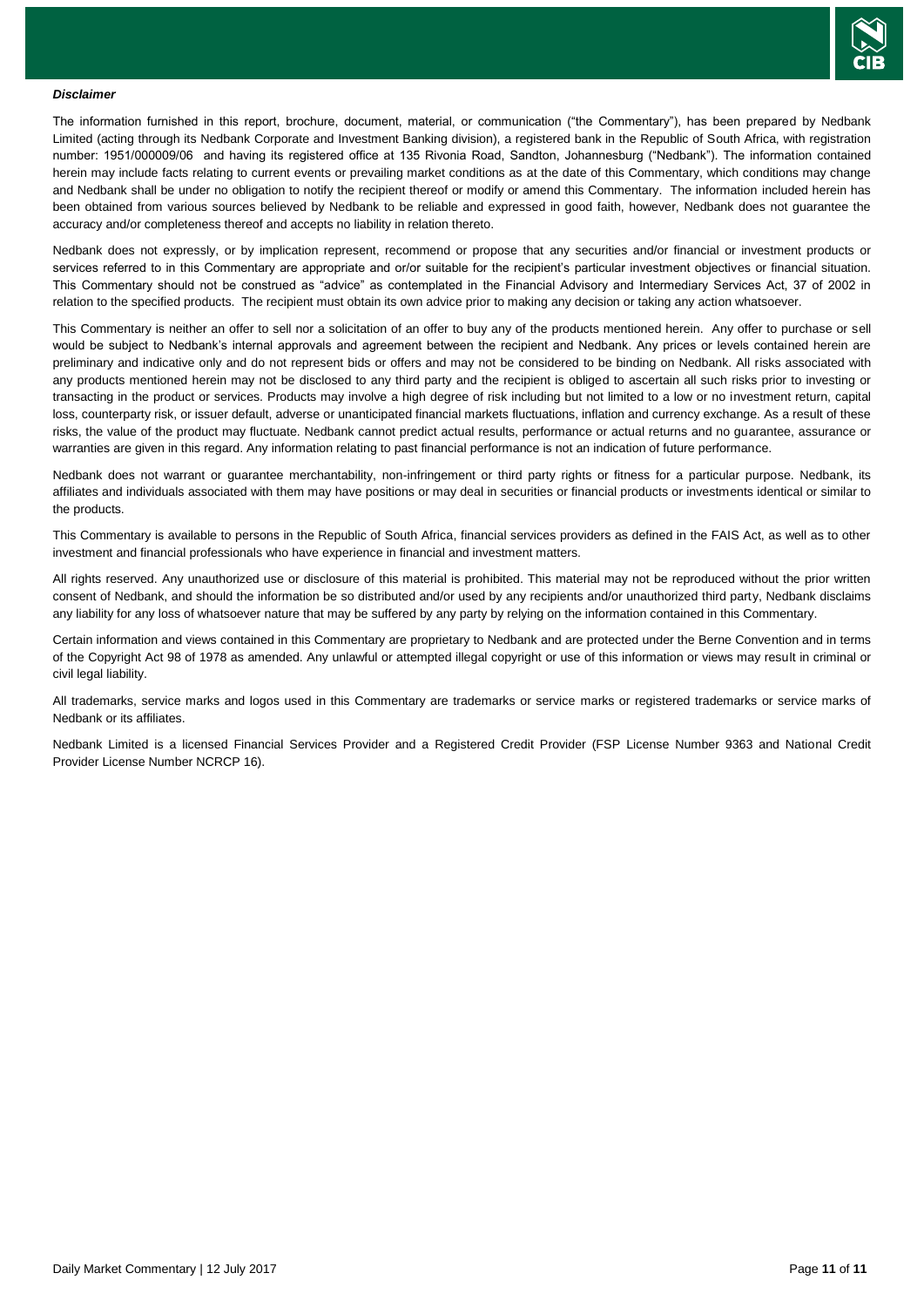***Disclaimer***

The information furnished in this report, brochure, document, material, or communication ("the Commentary"), has been prepared by Nedbank Limited (acting through its Nedbank Corporate and Investment Banking division), a registered bank in the Republic of South Africa, with registration number: 1951/000009/06 and having its registered office at 135 Rivonia Road, Sandton, Johannesburg ("Nedbank"). The information contained herein may include facts relating to current events or prevailing market conditions as at the date of this Commentary, which conditions may change and Nedbank shall be under no obligation to notify the recipient thereof or modify or amend this Commentary. The information included herein has been obtained from various sources believed by Nedbank to be reliable and expressed in good faith, however, Nedbank does not guarantee the accuracy and/or completeness thereof and accepts no liability in relation thereto.

Nedbank does not expressly, or by implication represent, recommend or propose that any securities and/or financial or investment products or services referred to in this Commentary are appropriate and or/or suitable for the recipient's particular investment objectives or financial situation. This Commentary should not be construed as "advice" as contemplated in the Financial Advisory and Intermediary Services Act, 37 of 2002 in relation to the specified products. The recipient must obtain its own advice prior to making any decision or taking any action whatsoever.

This Commentary is neither an offer to sell nor a solicitation of an offer to buy any of the products mentioned herein. Any offer to purchase or sell would be subject to Nedbank's internal approvals and agreement between the recipient and Nedbank. Any prices or levels contained herein are preliminary and indicative only and do not represent bids or offers and may not be considered to be binding on Nedbank. All risks associated with any products mentioned herein may not be disclosed to any third party and the recipient is obliged to ascertain all such risks prior to investing or transacting in the product or services. Products may involve a high degree of risk including but not limited to a low or no investment return, capital loss, counterparty risk, or issuer default, adverse or unanticipated financial markets fluctuations, inflation and currency exchange. As a result of these risks, the value of the product may fluctuate. Nedbank cannot predict actual results, performance or actual returns and no guarantee, assurance or warranties are given in this regard. Any information relating to past financial performance is not an indication of future performance.

Nedbank does not warrant or guarantee merchantability, non-infringement or third party rights or fitness for a particular purpose. Nedbank, its affiliates and individuals associated with them may have positions or may deal in securities or financial products or investments identical or similar to the products.

This Commentary is available to persons in the Republic of South Africa, financial services providers as defined in the FAIS Act, as well as to other investment and financial professionals who have experience in financial and investment matters.

All rights reserved. Any unauthorized use or disclosure of this material is prohibited. This material may not be reproduced without the prior written consent of Nedbank, and should the information be so distributed and/or used by any recipients and/or unauthorized third party, Nedbank disclaims any liability for any loss of whatsoever nature that may be suffered by any party by relying on the information contained in this Commentary.

Certain information and views contained in this Commentary are proprietary to Nedbank and are protected under the Berne Convention and in terms of the Copyright Act 98 of 1978 as amended. Any unlawful or attempted illegal copyright or use of this information or views may result in criminal or civil legal liability.

All trademarks, service marks and logos used in this Commentary are trademarks or service marks or registered trademarks or service marks of Nedbank or its affiliates.

Nedbank Limited is a licensed Financial Services Provider and a Registered Credit Provider (FSP License Number 9363 and National Credit Provider License Number NCRCP 16).